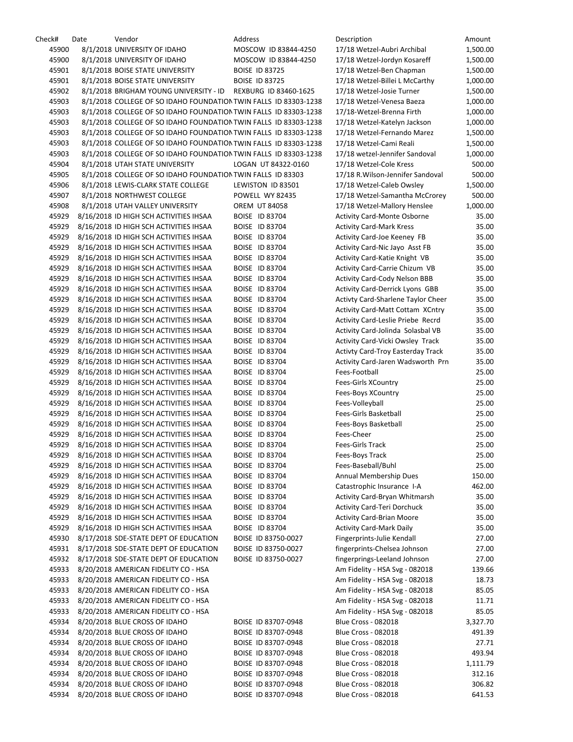| Check# | Date | Vendor | Address | Description | Amount |
|---|---|---|---|---|---|
| 45900 | 8/1/2018 | UNIVERSITY OF IDAHO | MOSCOW ID 83844-4250 | 17/18 Wetzel-Aubri Archibal | 1,500.00 |
| 45900 | 8/1/2018 | UNIVERSITY OF IDAHO | MOSCOW ID 83844-4250 | 17/18 Wetzel-Jordyn Kosareff | 1,500.00 |
| 45901 | 8/1/2018 | BOISE STATE UNIVERSITY | BOISE ID 83725 | 17/18 Wetzel-Ben Chapman | 1,500.00 |
| 45901 | 8/1/2018 | BOISE STATE UNIVERSITY | BOISE ID 83725 | 17/18 Wetzel-Billei L McCarthy | 1,000.00 |
| 45902 | 8/1/2018 | BRIGHAM YOUNG UNIVERSITY - ID | REXBURG ID 83460-1625 | 17/18 Wetzel-Josie Turner | 1,500.00 |
| 45903 | 8/1/2018 | COLLEGE OF SO IDAHO FOUNDATION | TWIN FALLS ID 83303-1238 | 17/18 Wetzel-Venesa Baeza | 1,000.00 |
| 45903 | 8/1/2018 | COLLEGE OF SO IDAHO FOUNDATION | TWIN FALLS ID 83303-1238 | 17/18-Wetzel-Brenna Firth | 1,000.00 |
| 45903 | 8/1/2018 | COLLEGE OF SO IDAHO FOUNDATION | TWIN FALLS ID 83303-1238 | 17/18 Wetzel-Katelyn Jackson | 1,000.00 |
| 45903 | 8/1/2018 | COLLEGE OF SO IDAHO FOUNDATION | TWIN FALLS ID 83303-1238 | 17/18 Wetzel-Fernando Marez | 1,500.00 |
| 45903 | 8/1/2018 | COLLEGE OF SO IDAHO FOUNDATION | TWIN FALLS ID 83303-1238 | 17/18 Wetzel-Cami Reali | 1,500.00 |
| 45903 | 8/1/2018 | COLLEGE OF SO IDAHO FOUNDATION | TWIN FALLS ID 83303-1238 | 17/18 wetzel-Jennifer Sandoval | 1,000.00 |
| 45904 | 8/1/2018 | UTAH STATE UNIVERSITY | LOGAN UT 84322-0160 | 17/18 Wetzel-Cole Kress | 500.00 |
| 45905 | 8/1/2018 | COLLEGE OF SO IDAHO FOUNDATION | TWIN FALLS ID 83303 | 17/18 R.Wilson-Jennifer Sandoval | 500.00 |
| 45906 | 8/1/2018 | LEWIS-CLARK STATE COLLEGE | LEWISTON ID 83501 | 17/18 Wetzel-Caleb Owsley | 1,500.00 |
| 45907 | 8/1/2018 | NORTHWEST COLLEGE | POWELL WY 82435 | 17/18 Wetzel-Samantha McCrorey | 500.00 |
| 45908 | 8/1/2018 | UTAH VALLEY UNIVERSITY | OREM UT 84058 | 17/18 Wetzel-Mallory Henslee | 1,000.00 |
| 45929 | 8/16/2018 | ID HIGH SCH ACTIVITIES IHSAA | BOISE ID 83704 | Activity Card-Monte Osborne | 35.00 |
| 45929 | 8/16/2018 | ID HIGH SCH ACTIVITIES IHSAA | BOISE ID 83704 | Activity Card-Mark Kress | 35.00 |
| 45929 | 8/16/2018 | ID HIGH SCH ACTIVITIES IHSAA | BOISE ID 83704 | Activity Card-Joe Keeney FB | 35.00 |
| 45929 | 8/16/2018 | ID HIGH SCH ACTIVITIES IHSAA | BOISE ID 83704 | Activity Card-Nic Jayo Asst FB | 35.00 |
| 45929 | 8/16/2018 | ID HIGH SCH ACTIVITIES IHSAA | BOISE ID 83704 | Activity Card-Katie Knight VB | 35.00 |
| 45929 | 8/16/2018 | ID HIGH SCH ACTIVITIES IHSAA | BOISE ID 83704 | Activity Card-Carrie Chizum VB | 35.00 |
| 45929 | 8/16/2018 | ID HIGH SCH ACTIVITIES IHSAA | BOISE ID 83704 | Activity Card-Cody Nelson BBB | 35.00 |
| 45929 | 8/16/2018 | ID HIGH SCH ACTIVITIES IHSAA | BOISE ID 83704 | Activity Card-Derrick Lyons GBB | 35.00 |
| 45929 | 8/16/2018 | ID HIGH SCH ACTIVITIES IHSAA | BOISE ID 83704 | Activty Card-Sharlene Taylor Cheer | 35.00 |
| 45929 | 8/16/2018 | ID HIGH SCH ACTIVITIES IHSAA | BOISE ID 83704 | Activity Card-Matt Cottam XCntry | 35.00 |
| 45929 | 8/16/2018 | ID HIGH SCH ACTIVITIES IHSAA | BOISE ID 83704 | Activity Card-Leslie Priebe Recrd | 35.00 |
| 45929 | 8/16/2018 | ID HIGH SCH ACTIVITIES IHSAA | BOISE ID 83704 | Activity Card-Jolinda Solasbal VB | 35.00 |
| 45929 | 8/16/2018 | ID HIGH SCH ACTIVITIES IHSAA | BOISE ID 83704 | Activity Card-Vicki Owsley Track | 35.00 |
| 45929 | 8/16/2018 | ID HIGH SCH ACTIVITIES IHSAA | BOISE ID 83704 | Activty Card-Troy Easterday Track | 35.00 |
| 45929 | 8/16/2018 | ID HIGH SCH ACTIVITIES IHSAA | BOISE ID 83704 | Activity Card-Jaren Wadsworth Prn | 35.00 |
| 45929 | 8/16/2018 | ID HIGH SCH ACTIVITIES IHSAA | BOISE ID 83704 | Fees-Football | 25.00 |
| 45929 | 8/16/2018 | ID HIGH SCH ACTIVITIES IHSAA | BOISE ID 83704 | Fees-Girls XCountry | 25.00 |
| 45929 | 8/16/2018 | ID HIGH SCH ACTIVITIES IHSAA | BOISE ID 83704 | Fees-Boys XCountry | 25.00 |
| 45929 | 8/16/2018 | ID HIGH SCH ACTIVITIES IHSAA | BOISE ID 83704 | Fees-Volleyball | 25.00 |
| 45929 | 8/16/2018 | ID HIGH SCH ACTIVITIES IHSAA | BOISE ID 83704 | Fees-Girls Basketball | 25.00 |
| 45929 | 8/16/2018 | ID HIGH SCH ACTIVITIES IHSAA | BOISE ID 83704 | Fees-Boys Basketball | 25.00 |
| 45929 | 8/16/2018 | ID HIGH SCH ACTIVITIES IHSAA | BOISE ID 83704 | Fees-Cheer | 25.00 |
| 45929 | 8/16/2018 | ID HIGH SCH ACTIVITIES IHSAA | BOISE ID 83704 | Fees-Girls Track | 25.00 |
| 45929 | 8/16/2018 | ID HIGH SCH ACTIVITIES IHSAA | BOISE ID 83704 | Fees-Boys Track | 25.00 |
| 45929 | 8/16/2018 | ID HIGH SCH ACTIVITIES IHSAA | BOISE ID 83704 | Fees-Baseball/Buhl | 25.00 |
| 45929 | 8/16/2018 | ID HIGH SCH ACTIVITIES IHSAA | BOISE ID 83704 | Annual Membership Dues | 150.00 |
| 45929 | 8/16/2018 | ID HIGH SCH ACTIVITIES IHSAA | BOISE ID 83704 | Catastrophic Insurance I-A | 462.00 |
| 45929 | 8/16/2018 | ID HIGH SCH ACTIVITIES IHSAA | BOISE ID 83704 | Activity Card-Bryan Whitmarsh | 35.00 |
| 45929 | 8/16/2018 | ID HIGH SCH ACTIVITIES IHSAA | BOISE ID 83704 | Activity Card-Teri Dorchuck | 35.00 |
| 45929 | 8/16/2018 | ID HIGH SCH ACTIVITIES IHSAA | BOISE ID 83704 | Activity Card-Brian Moore | 35.00 |
| 45929 | 8/16/2018 | ID HIGH SCH ACTIVITIES IHSAA | BOISE ID 83704 | Activity Card-Mark Daily | 35.00 |
| 45930 | 8/17/2018 | SDE-STATE DEPT OF EDUCATION | BOISE ID 83750-0027 | Fingerprints-Julie Kendall | 27.00 |
| 45931 | 8/17/2018 | SDE-STATE DEPT OF EDUCATION | BOISE ID 83750-0027 | fingerprints-Chelsea Johnson | 27.00 |
| 45932 | 8/17/2018 | SDE-STATE DEPT OF EDUCATION | BOISE ID 83750-0027 | fingerprings-Leeland Johnson | 27.00 |
| 45933 | 8/20/2018 | AMERICAN FIDELITY CO - HSA | | Am Fidelity - HSA Svg - 082018 | 139.66 |
| 45933 | 8/20/2018 | AMERICAN FIDELITY CO - HSA | | Am Fidelity - HSA Svg - 082018 | 18.73 |
| 45933 | 8/20/2018 | AMERICAN FIDELITY CO - HSA | | Am Fidelity - HSA Svg - 082018 | 85.05 |
| 45933 | 8/20/2018 | AMERICAN FIDELITY CO - HSA | | Am Fidelity - HSA Svg - 082018 | 11.71 |
| 45933 | 8/20/2018 | AMERICAN FIDELITY CO - HSA | | Am Fidelity - HSA Svg - 082018 | 85.05 |
| 45934 | 8/20/2018 | BLUE CROSS OF IDAHO | BOISE ID 83707-0948 | Blue Cross - 082018 | 3,327.70 |
| 45934 | 8/20/2018 | BLUE CROSS OF IDAHO | BOISE ID 83707-0948 | Blue Cross - 082018 | 491.39 |
| 45934 | 8/20/2018 | BLUE CROSS OF IDAHO | BOISE ID 83707-0948 | Blue Cross - 082018 | 27.71 |
| 45934 | 8/20/2018 | BLUE CROSS OF IDAHO | BOISE ID 83707-0948 | Blue Cross - 082018 | 493.94 |
| 45934 | 8/20/2018 | BLUE CROSS OF IDAHO | BOISE ID 83707-0948 | Blue Cross - 082018 | 1,111.79 |
| 45934 | 8/20/2018 | BLUE CROSS OF IDAHO | BOISE ID 83707-0948 | Blue Cross - 082018 | 312.16 |
| 45934 | 8/20/2018 | BLUE CROSS OF IDAHO | BOISE ID 83707-0948 | Blue Cross - 082018 | 306.82 |
| 45934 | 8/20/2018 | BLUE CROSS OF IDAHO | BOISE ID 83707-0948 | Blue Cross - 082018 | 641.53 |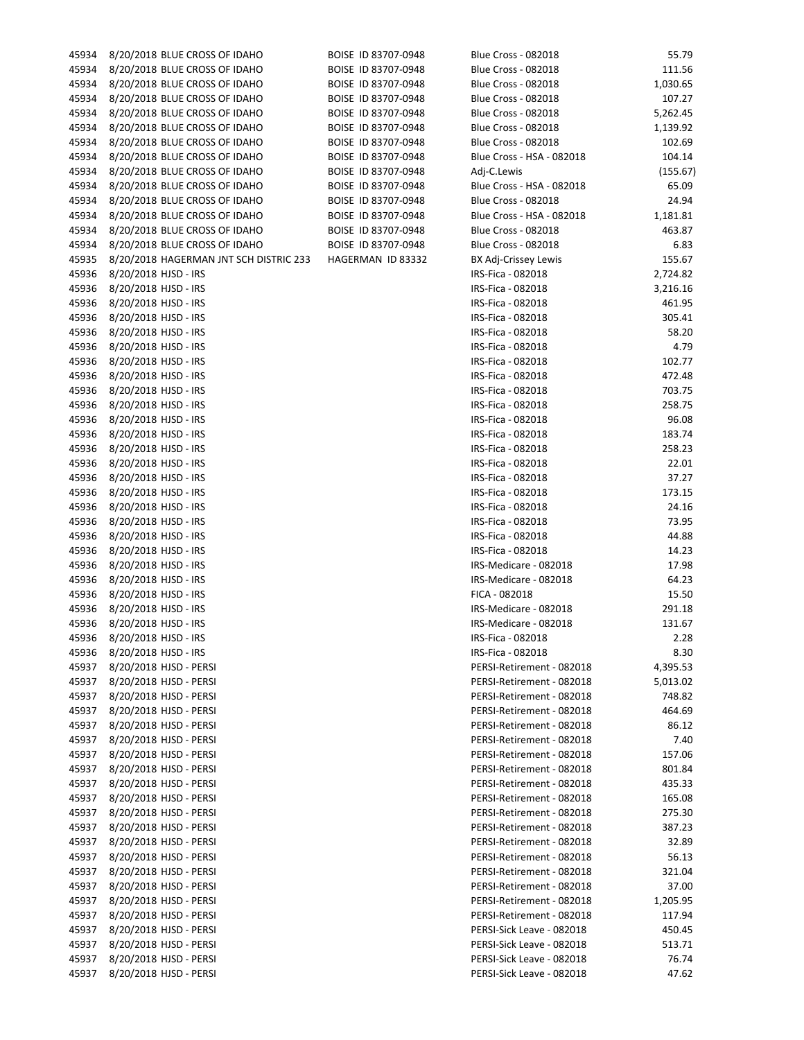| | | | | | |
|---|---|---|---|---|---|
| 45934 | 8/20/2018 | BLUE CROSS OF IDAHO | BOISE ID 83707-0948 | Blue Cross - 082018 | 55.79 |
| 45934 | 8/20/2018 | BLUE CROSS OF IDAHO | BOISE ID 83707-0948 | Blue Cross - 082018 | 111.56 |
| 45934 | 8/20/2018 | BLUE CROSS OF IDAHO | BOISE ID 83707-0948 | Blue Cross - 082018 | 1,030.65 |
| 45934 | 8/20/2018 | BLUE CROSS OF IDAHO | BOISE ID 83707-0948 | Blue Cross - 082018 | 107.27 |
| 45934 | 8/20/2018 | BLUE CROSS OF IDAHO | BOISE ID 83707-0948 | Blue Cross - 082018 | 5,262.45 |
| 45934 | 8/20/2018 | BLUE CROSS OF IDAHO | BOISE ID 83707-0948 | Blue Cross - 082018 | 1,139.92 |
| 45934 | 8/20/2018 | BLUE CROSS OF IDAHO | BOISE ID 83707-0948 | Blue Cross - 082018 | 102.69 |
| 45934 | 8/20/2018 | BLUE CROSS OF IDAHO | BOISE ID 83707-0948 | Blue Cross - HSA - 082018 | 104.14 |
| 45934 | 8/20/2018 | BLUE CROSS OF IDAHO | BOISE ID 83707-0948 | Adj-C.Lewis | (155.67) |
| 45934 | 8/20/2018 | BLUE CROSS OF IDAHO | BOISE ID 83707-0948 | Blue Cross - HSA - 082018 | 65.09 |
| 45934 | 8/20/2018 | BLUE CROSS OF IDAHO | BOISE ID 83707-0948 | Blue Cross - 082018 | 24.94 |
| 45934 | 8/20/2018 | BLUE CROSS OF IDAHO | BOISE ID 83707-0948 | Blue Cross - HSA - 082018 | 1,181.81 |
| 45934 | 8/20/2018 | BLUE CROSS OF IDAHO | BOISE ID 83707-0948 | Blue Cross - 082018 | 463.87 |
| 45934 | 8/20/2018 | BLUE CROSS OF IDAHO | BOISE ID 83707-0948 | Blue Cross - 082018 | 6.83 |
| 45935 | 8/20/2018 | HAGERMAN JNT SCH DISTRIC 233 | HAGERMAN ID 83332 | BX Adj-Crissey Lewis | 155.67 |
| 45936 | 8/20/2018 | HJSD - IRS | | IRS-Fica - 082018 | 2,724.82 |
| 45936 | 8/20/2018 | HJSD - IRS | | IRS-Fica - 082018 | 3,216.16 |
| 45936 | 8/20/2018 | HJSD - IRS | | IRS-Fica - 082018 | 461.95 |
| 45936 | 8/20/2018 | HJSD - IRS | | IRS-Fica - 082018 | 305.41 |
| 45936 | 8/20/2018 | HJSD - IRS | | IRS-Fica - 082018 | 58.20 |
| 45936 | 8/20/2018 | HJSD - IRS | | IRS-Fica - 082018 | 4.79 |
| 45936 | 8/20/2018 | HJSD - IRS | | IRS-Fica - 082018 | 102.77 |
| 45936 | 8/20/2018 | HJSD - IRS | | IRS-Fica - 082018 | 472.48 |
| 45936 | 8/20/2018 | HJSD - IRS | | IRS-Fica - 082018 | 703.75 |
| 45936 | 8/20/2018 | HJSD - IRS | | IRS-Fica - 082018 | 258.75 |
| 45936 | 8/20/2018 | HJSD - IRS | | IRS-Fica - 082018 | 96.08 |
| 45936 | 8/20/2018 | HJSD - IRS | | IRS-Fica - 082018 | 183.74 |
| 45936 | 8/20/2018 | HJSD - IRS | | IRS-Fica - 082018 | 258.23 |
| 45936 | 8/20/2018 | HJSD - IRS | | IRS-Fica - 082018 | 22.01 |
| 45936 | 8/20/2018 | HJSD - IRS | | IRS-Fica - 082018 | 37.27 |
| 45936 | 8/20/2018 | HJSD - IRS | | IRS-Fica - 082018 | 173.15 |
| 45936 | 8/20/2018 | HJSD - IRS | | IRS-Fica - 082018 | 24.16 |
| 45936 | 8/20/2018 | HJSD - IRS | | IRS-Fica - 082018 | 73.95 |
| 45936 | 8/20/2018 | HJSD - IRS | | IRS-Fica - 082018 | 44.88 |
| 45936 | 8/20/2018 | HJSD - IRS | | IRS-Fica - 082018 | 14.23 |
| 45936 | 8/20/2018 | HJSD - IRS | | IRS-Medicare - 082018 | 17.98 |
| 45936 | 8/20/2018 | HJSD - IRS | | IRS-Medicare - 082018 | 64.23 |
| 45936 | 8/20/2018 | HJSD - IRS | | FICA - 082018 | 15.50 |
| 45936 | 8/20/2018 | HJSD - IRS | | IRS-Medicare - 082018 | 291.18 |
| 45936 | 8/20/2018 | HJSD - IRS | | IRS-Medicare - 082018 | 131.67 |
| 45936 | 8/20/2018 | HJSD - IRS | | IRS-Fica - 082018 | 2.28 |
| 45936 | 8/20/2018 | HJSD - IRS | | IRS-Fica - 082018 | 8.30 |
| 45937 | 8/20/2018 | HJSD - PERSI | | PERSI-Retirement - 082018 | 4,395.53 |
| 45937 | 8/20/2018 | HJSD - PERSI | | PERSI-Retirement - 082018 | 5,013.02 |
| 45937 | 8/20/2018 | HJSD - PERSI | | PERSI-Retirement - 082018 | 748.82 |
| 45937 | 8/20/2018 | HJSD - PERSI | | PERSI-Retirement - 082018 | 464.69 |
| 45937 | 8/20/2018 | HJSD - PERSI | | PERSI-Retirement - 082018 | 86.12 |
| 45937 | 8/20/2018 | HJSD - PERSI | | PERSI-Retirement - 082018 | 7.40 |
| 45937 | 8/20/2018 | HJSD - PERSI | | PERSI-Retirement - 082018 | 157.06 |
| 45937 | 8/20/2018 | HJSD - PERSI | | PERSI-Retirement - 082018 | 801.84 |
| 45937 | 8/20/2018 | HJSD - PERSI | | PERSI-Retirement - 082018 | 435.33 |
| 45937 | 8/20/2018 | HJSD - PERSI | | PERSI-Retirement - 082018 | 165.08 |
| 45937 | 8/20/2018 | HJSD - PERSI | | PERSI-Retirement - 082018 | 275.30 |
| 45937 | 8/20/2018 | HJSD - PERSI | | PERSI-Retirement - 082018 | 387.23 |
| 45937 | 8/20/2018 | HJSD - PERSI | | PERSI-Retirement - 082018 | 32.89 |
| 45937 | 8/20/2018 | HJSD - PERSI | | PERSI-Retirement - 082018 | 56.13 |
| 45937 | 8/20/2018 | HJSD - PERSI | | PERSI-Retirement - 082018 | 321.04 |
| 45937 | 8/20/2018 | HJSD - PERSI | | PERSI-Retirement - 082018 | 37.00 |
| 45937 | 8/20/2018 | HJSD - PERSI | | PERSI-Retirement - 082018 | 1,205.95 |
| 45937 | 8/20/2018 | HJSD - PERSI | | PERSI-Retirement - 082018 | 117.94 |
| 45937 | 8/20/2018 | HJSD - PERSI | | PERSI-Sick Leave - 082018 | 450.45 |
| 45937 | 8/20/2018 | HJSD - PERSI | | PERSI-Sick Leave - 082018 | 513.71 |
| 45937 | 8/20/2018 | HJSD - PERSI | | PERSI-Sick Leave - 082018 | 76.74 |
| 45937 | 8/20/2018 | HJSD - PERSI | | PERSI-Sick Leave - 082018 | 47.62 |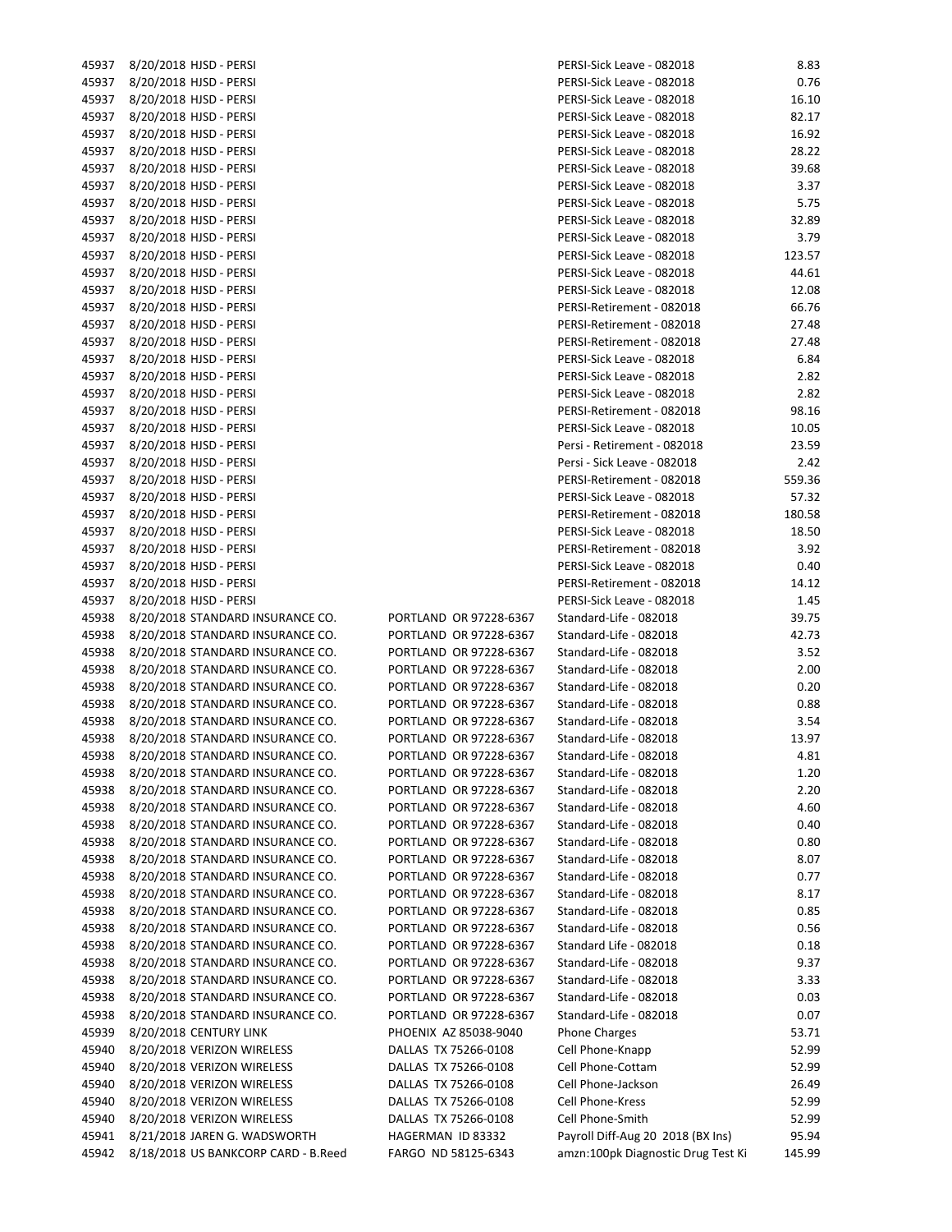| | | | | | |
|---|---|---|---|---|---|
| 45937 | 8/20/2018 | HJSD - PERSI | | PERSI-Sick Leave - 082018 | 8.83 |
| 45937 | 8/20/2018 | HJSD - PERSI | | PERSI-Sick Leave - 082018 | 0.76 |
| 45937 | 8/20/2018 | HJSD - PERSI | | PERSI-Sick Leave - 082018 | 16.10 |
| 45937 | 8/20/2018 | HJSD - PERSI | | PERSI-Sick Leave - 082018 | 82.17 |
| 45937 | 8/20/2018 | HJSD - PERSI | | PERSI-Sick Leave - 082018 | 16.92 |
| 45937 | 8/20/2018 | HJSD - PERSI | | PERSI-Sick Leave - 082018 | 28.22 |
| 45937 | 8/20/2018 | HJSD - PERSI | | PERSI-Sick Leave - 082018 | 39.68 |
| 45937 | 8/20/2018 | HJSD - PERSI | | PERSI-Sick Leave - 082018 | 3.37 |
| 45937 | 8/20/2018 | HJSD - PERSI | | PERSI-Sick Leave - 082018 | 5.75 |
| 45937 | 8/20/2018 | HJSD - PERSI | | PERSI-Sick Leave - 082018 | 32.89 |
| 45937 | 8/20/2018 | HJSD - PERSI | | PERSI-Sick Leave - 082018 | 3.79 |
| 45937 | 8/20/2018 | HJSD - PERSI | | PERSI-Sick Leave - 082018 | 123.57 |
| 45937 | 8/20/2018 | HJSD - PERSI | | PERSI-Sick Leave - 082018 | 44.61 |
| 45937 | 8/20/2018 | HJSD - PERSI | | PERSI-Sick Leave - 082018 | 12.08 |
| 45937 | 8/20/2018 | HJSD - PERSI | | PERSI-Retirement - 082018 | 66.76 |
| 45937 | 8/20/2018 | HJSD - PERSI | | PERSI-Retirement - 082018 | 27.48 |
| 45937 | 8/20/2018 | HJSD - PERSI | | PERSI-Retirement - 082018 | 27.48 |
| 45937 | 8/20/2018 | HJSD - PERSI | | PERSI-Sick Leave - 082018 | 6.84 |
| 45937 | 8/20/2018 | HJSD - PERSI | | PERSI-Sick Leave - 082018 | 2.82 |
| 45937 | 8/20/2018 | HJSD - PERSI | | PERSI-Sick Leave - 082018 | 2.82 |
| 45937 | 8/20/2018 | HJSD - PERSI | | PERSI-Retirement - 082018 | 98.16 |
| 45937 | 8/20/2018 | HJSD - PERSI | | PERSI-Sick Leave - 082018 | 10.05 |
| 45937 | 8/20/2018 | HJSD - PERSI | | Persi - Retirement - 082018 | 23.59 |
| 45937 | 8/20/2018 | HJSD - PERSI | | Persi - Sick Leave - 082018 | 2.42 |
| 45937 | 8/20/2018 | HJSD - PERSI | | PERSI-Retirement - 082018 | 559.36 |
| 45937 | 8/20/2018 | HJSD - PERSI | | PERSI-Sick Leave - 082018 | 57.32 |
| 45937 | 8/20/2018 | HJSD - PERSI | | PERSI-Retirement - 082018 | 180.58 |
| 45937 | 8/20/2018 | HJSD - PERSI | | PERSI-Sick Leave - 082018 | 18.50 |
| 45937 | 8/20/2018 | HJSD - PERSI | | PERSI-Retirement - 082018 | 3.92 |
| 45937 | 8/20/2018 | HJSD - PERSI | | PERSI-Sick Leave - 082018 | 0.40 |
| 45937 | 8/20/2018 | HJSD - PERSI | | PERSI-Retirement - 082018 | 14.12 |
| 45937 | 8/20/2018 | HJSD - PERSI | | PERSI-Sick Leave - 082018 | 1.45 |
| 45938 | 8/20/2018 | STANDARD INSURANCE CO. | PORTLAND OR 97228-6367 | Standard-Life - 082018 | 39.75 |
| 45938 | 8/20/2018 | STANDARD INSURANCE CO. | PORTLAND OR 97228-6367 | Standard-Life - 082018 | 42.73 |
| 45938 | 8/20/2018 | STANDARD INSURANCE CO. | PORTLAND OR 97228-6367 | Standard-Life - 082018 | 3.52 |
| 45938 | 8/20/2018 | STANDARD INSURANCE CO. | PORTLAND OR 97228-6367 | Standard-Life - 082018 | 2.00 |
| 45938 | 8/20/2018 | STANDARD INSURANCE CO. | PORTLAND OR 97228-6367 | Standard-Life - 082018 | 0.20 |
| 45938 | 8/20/2018 | STANDARD INSURANCE CO. | PORTLAND OR 97228-6367 | Standard-Life - 082018 | 0.88 |
| 45938 | 8/20/2018 | STANDARD INSURANCE CO. | PORTLAND OR 97228-6367 | Standard-Life - 082018 | 3.54 |
| 45938 | 8/20/2018 | STANDARD INSURANCE CO. | PORTLAND OR 97228-6367 | Standard-Life - 082018 | 13.97 |
| 45938 | 8/20/2018 | STANDARD INSURANCE CO. | PORTLAND OR 97228-6367 | Standard-Life - 082018 | 4.81 |
| 45938 | 8/20/2018 | STANDARD INSURANCE CO. | PORTLAND OR 97228-6367 | Standard-Life - 082018 | 1.20 |
| 45938 | 8/20/2018 | STANDARD INSURANCE CO. | PORTLAND OR 97228-6367 | Standard-Life - 082018 | 2.20 |
| 45938 | 8/20/2018 | STANDARD INSURANCE CO. | PORTLAND OR 97228-6367 | Standard-Life - 082018 | 4.60 |
| 45938 | 8/20/2018 | STANDARD INSURANCE CO. | PORTLAND OR 97228-6367 | Standard-Life - 082018 | 0.40 |
| 45938 | 8/20/2018 | STANDARD INSURANCE CO. | PORTLAND OR 97228-6367 | Standard-Life - 082018 | 0.80 |
| 45938 | 8/20/2018 | STANDARD INSURANCE CO. | PORTLAND OR 97228-6367 | Standard-Life - 082018 | 8.07 |
| 45938 | 8/20/2018 | STANDARD INSURANCE CO. | PORTLAND OR 97228-6367 | Standard-Life - 082018 | 0.77 |
| 45938 | 8/20/2018 | STANDARD INSURANCE CO. | PORTLAND OR 97228-6367 | Standard-Life - 082018 | 8.17 |
| 45938 | 8/20/2018 | STANDARD INSURANCE CO. | PORTLAND OR 97228-6367 | Standard-Life - 082018 | 0.85 |
| 45938 | 8/20/2018 | STANDARD INSURANCE CO. | PORTLAND OR 97228-6367 | Standard-Life - 082018 | 0.56 |
| 45938 | 8/20/2018 | STANDARD INSURANCE CO. | PORTLAND OR 97228-6367 | Standard Life - 082018 | 0.18 |
| 45938 | 8/20/2018 | STANDARD INSURANCE CO. | PORTLAND OR 97228-6367 | Standard-Life - 082018 | 9.37 |
| 45938 | 8/20/2018 | STANDARD INSURANCE CO. | PORTLAND OR 97228-6367 | Standard-Life - 082018 | 3.33 |
| 45938 | 8/20/2018 | STANDARD INSURANCE CO. | PORTLAND OR 97228-6367 | Standard-Life - 082018 | 0.03 |
| 45938 | 8/20/2018 | STANDARD INSURANCE CO. | PORTLAND OR 97228-6367 | Standard-Life - 082018 | 0.07 |
| 45939 | 8/20/2018 | CENTURY LINK | PHOENIX AZ 85038-9040 | Phone Charges | 53.71 |
| 45940 | 8/20/2018 | VERIZON WIRELESS | DALLAS TX 75266-0108 | Cell Phone-Knapp | 52.99 |
| 45940 | 8/20/2018 | VERIZON WIRELESS | DALLAS TX 75266-0108 | Cell Phone-Cottam | 52.99 |
| 45940 | 8/20/2018 | VERIZON WIRELESS | DALLAS TX 75266-0108 | Cell Phone-Jackson | 26.49 |
| 45940 | 8/20/2018 | VERIZON WIRELESS | DALLAS TX 75266-0108 | Cell Phone-Kress | 52.99 |
| 45940 | 8/20/2018 | VERIZON WIRELESS | DALLAS TX 75266-0108 | Cell Phone-Smith | 52.99 |
| 45941 | 8/21/2018 | JAREN G. WADSWORTH | HAGERMAN ID 83332 | Payroll Diff-Aug 20 2018 (BX Ins) | 95.94 |
| 45942 | 8/18/2018 | US BANKCORP CARD - B.Reed | FARGO ND 58125-6343 | amzn:100pk Diagnostic Drug Test Ki | 145.99 |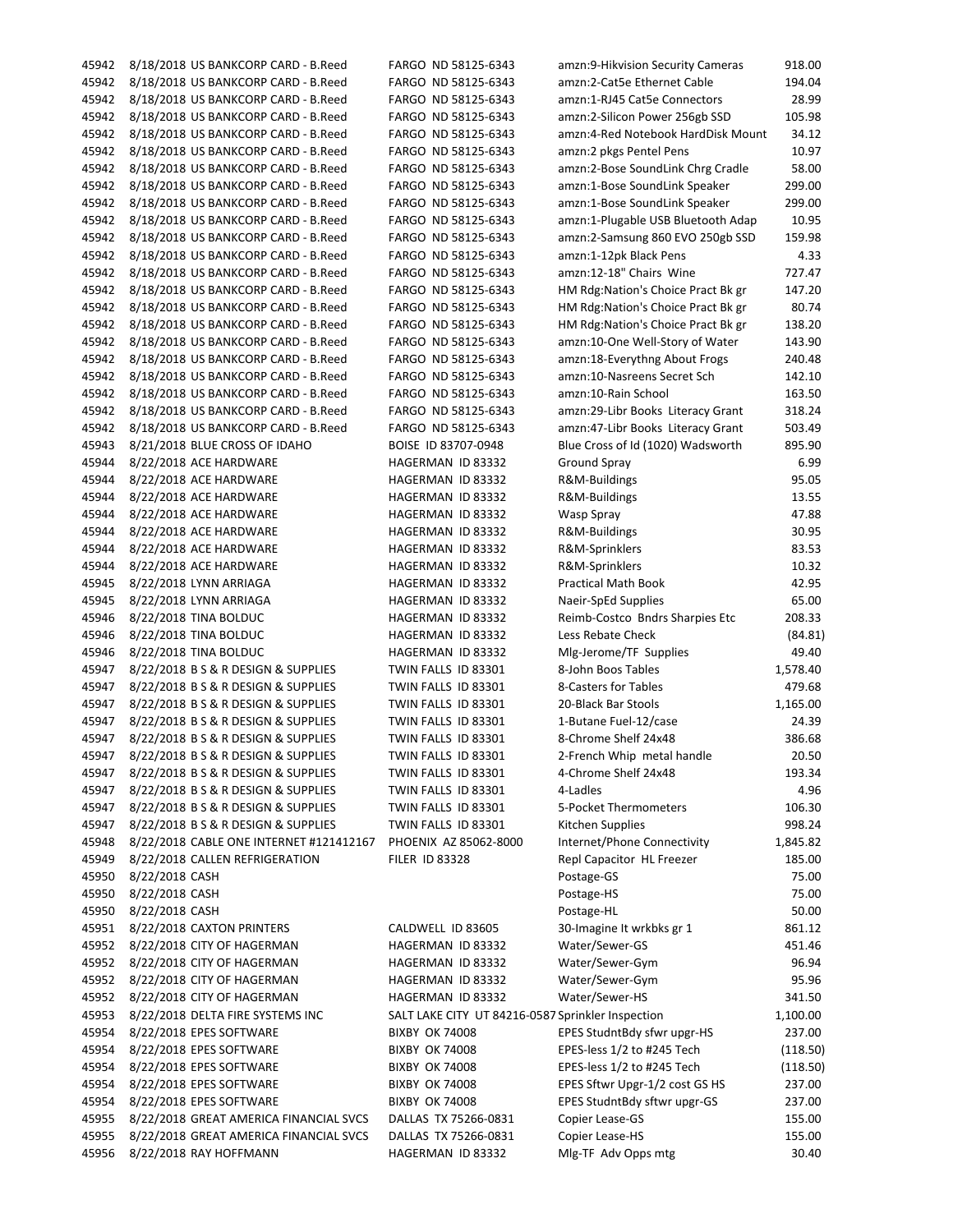| | | | | | |
|---|---|---|---|---|---|
| 45942 | 8/18/2018 | US BANKCORP CARD - B.Reed | FARGO ND 58125-6343 | amzn:9-Hikvision Security Cameras | 918.00 |
| 45942 | 8/18/2018 | US BANKCORP CARD - B.Reed | FARGO ND 58125-6343 | amzn:2-Cat5e Ethernet Cable | 194.04 |
| 45942 | 8/18/2018 | US BANKCORP CARD - B.Reed | FARGO ND 58125-6343 | amzn:1-RJ45 Cat5e Connectors | 28.99 |
| 45942 | 8/18/2018 | US BANKCORP CARD - B.Reed | FARGO ND 58125-6343 | amzn:2-Silicon Power 256gb SSD | 105.98 |
| 45942 | 8/18/2018 | US BANKCORP CARD - B.Reed | FARGO ND 58125-6343 | amzn:4-Red Notebook HardDisk Mount | 34.12 |
| 45942 | 8/18/2018 | US BANKCORP CARD - B.Reed | FARGO ND 58125-6343 | amzn:2 pkgs Pentel Pens | 10.97 |
| 45942 | 8/18/2018 | US BANKCORP CARD - B.Reed | FARGO ND 58125-6343 | amzn:2-Bose SoundLink Chrg Cradle | 58.00 |
| 45942 | 8/18/2018 | US BANKCORP CARD - B.Reed | FARGO ND 58125-6343 | amzn:1-Bose SoundLink Speaker | 299.00 |
| 45942 | 8/18/2018 | US BANKCORP CARD - B.Reed | FARGO ND 58125-6343 | amzn:1-Bose SoundLink Speaker | 299.00 |
| 45942 | 8/18/2018 | US BANKCORP CARD - B.Reed | FARGO ND 58125-6343 | amzn:1-Plugable USB Bluetooth Adap | 10.95 |
| 45942 | 8/18/2018 | US BANKCORP CARD - B.Reed | FARGO ND 58125-6343 | amzn:2-Samsung 860 EVO 250gb SSD | 159.98 |
| 45942 | 8/18/2018 | US BANKCORP CARD - B.Reed | FARGO ND 58125-6343 | amzn:1-12pk Black Pens | 4.33 |
| 45942 | 8/18/2018 | US BANKCORP CARD - B.Reed | FARGO ND 58125-6343 | amzn:12-18" Chairs Wine | 727.47 |
| 45942 | 8/18/2018 | US BANKCORP CARD - B.Reed | FARGO ND 58125-6343 | HM Rdg:Nation's Choice Pract Bk gr | 147.20 |
| 45942 | 8/18/2018 | US BANKCORP CARD - B.Reed | FARGO ND 58125-6343 | HM Rdg:Nation's Choice Pract Bk gr | 80.74 |
| 45942 | 8/18/2018 | US BANKCORP CARD - B.Reed | FARGO ND 58125-6343 | HM Rdg:Nation's Choice Pract Bk gr | 138.20 |
| 45942 | 8/18/2018 | US BANKCORP CARD - B.Reed | FARGO ND 58125-6343 | amzn:10-One Well-Story of Water | 143.90 |
| 45942 | 8/18/2018 | US BANKCORP CARD - B.Reed | FARGO ND 58125-6343 | amzn:18-Everythng About Frogs | 240.48 |
| 45942 | 8/18/2018 | US BANKCORP CARD - B.Reed | FARGO ND 58125-6343 | amzn:10-Nasreens Secret Sch | 142.10 |
| 45942 | 8/18/2018 | US BANKCORP CARD - B.Reed | FARGO ND 58125-6343 | amzn:10-Rain School | 163.50 |
| 45942 | 8/18/2018 | US BANKCORP CARD - B.Reed | FARGO ND 58125-6343 | amzn:29-Libr Books Literacy Grant | 318.24 |
| 45942 | 8/18/2018 | US BANKCORP CARD - B.Reed | FARGO ND 58125-6343 | amzn:47-Libr Books Literacy Grant | 503.49 |
| 45943 | 8/21/2018 | BLUE CROSS OF IDAHO | BOISE ID 83707-0948 | Blue Cross of Id (1020) Wadsworth | 895.90 |
| 45944 | 8/22/2018 | ACE HARDWARE | HAGERMAN ID 83332 | Ground Spray | 6.99 |
| 45944 | 8/22/2018 | ACE HARDWARE | HAGERMAN ID 83332 | R&M-Buildings | 95.05 |
| 45944 | 8/22/2018 | ACE HARDWARE | HAGERMAN ID 83332 | R&M-Buildings | 13.55 |
| 45944 | 8/22/2018 | ACE HARDWARE | HAGERMAN ID 83332 | Wasp Spray | 47.88 |
| 45944 | 8/22/2018 | ACE HARDWARE | HAGERMAN ID 83332 | R&M-Buildings | 30.95 |
| 45944 | 8/22/2018 | ACE HARDWARE | HAGERMAN ID 83332 | R&M-Sprinklers | 83.53 |
| 45944 | 8/22/2018 | ACE HARDWARE | HAGERMAN ID 83332 | R&M-Sprinklers | 10.32 |
| 45945 | 8/22/2018 | LYNN ARRIAGA | HAGERMAN ID 83332 | Practical Math Book | 42.95 |
| 45945 | 8/22/2018 | LYNN ARRIAGA | HAGERMAN ID 83332 | Naeir-SpEd Supplies | 65.00 |
| 45946 | 8/22/2018 | TINA BOLDUC | HAGERMAN ID 83332 | Reimb-Costco Bndrs Sharpies Etc | 208.33 |
| 45946 | 8/22/2018 | TINA BOLDUC | HAGERMAN ID 83332 | Less Rebate Check | (84.81) |
| 45946 | 8/22/2018 | TINA BOLDUC | HAGERMAN ID 83332 | Mlg-Jerome/TF Supplies | 49.40 |
| 45947 | 8/22/2018 | B S & R DESIGN & SUPPLIES | TWIN FALLS ID 83301 | 8-John Boos Tables | 1,578.40 |
| 45947 | 8/22/2018 | B S & R DESIGN & SUPPLIES | TWIN FALLS ID 83301 | 8-Casters for Tables | 479.68 |
| 45947 | 8/22/2018 | B S & R DESIGN & SUPPLIES | TWIN FALLS ID 83301 | 20-Black Bar Stools | 1,165.00 |
| 45947 | 8/22/2018 | B S & R DESIGN & SUPPLIES | TWIN FALLS ID 83301 | 1-Butane Fuel-12/case | 24.39 |
| 45947 | 8/22/2018 | B S & R DESIGN & SUPPLIES | TWIN FALLS ID 83301 | 8-Chrome Shelf 24x48 | 386.68 |
| 45947 | 8/22/2018 | B S & R DESIGN & SUPPLIES | TWIN FALLS ID 83301 | 2-French Whip metal handle | 20.50 |
| 45947 | 8/22/2018 | B S & R DESIGN & SUPPLIES | TWIN FALLS ID 83301 | 4-Chrome Shelf 24x48 | 193.34 |
| 45947 | 8/22/2018 | B S & R DESIGN & SUPPLIES | TWIN FALLS ID 83301 | 4-Ladles | 4.96 |
| 45947 | 8/22/2018 | B S & R DESIGN & SUPPLIES | TWIN FALLS ID 83301 | 5-Pocket Thermometers | 106.30 |
| 45947 | 8/22/2018 | B S & R DESIGN & SUPPLIES | TWIN FALLS ID 83301 | Kitchen Supplies | 998.24 |
| 45948 | 8/22/2018 | CABLE ONE INTERNET #121412167 | PHOENIX AZ 85062-8000 | Internet/Phone Connectivity | 1,845.82 |
| 45949 | 8/22/2018 | CALLEN REFRIGERATION | FILER ID 83328 | Repl Capacitor HL Freezer | 185.00 |
| 45950 | 8/22/2018 | CASH | | Postage-GS | 75.00 |
| 45950 | 8/22/2018 | CASH | | Postage-HS | 75.00 |
| 45950 | 8/22/2018 | CASH | | Postage-HL | 50.00 |
| 45951 | 8/22/2018 | CAXTON PRINTERS | CALDWELL ID 83605 | 30-Imagine It wrkbks gr 1 | 861.12 |
| 45952 | 8/22/2018 | CITY OF HAGERMAN | HAGERMAN ID 83332 | Water/Sewer-GS | 451.46 |
| 45952 | 8/22/2018 | CITY OF HAGERMAN | HAGERMAN ID 83332 | Water/Sewer-Gym | 96.94 |
| 45952 | 8/22/2018 | CITY OF HAGERMAN | HAGERMAN ID 83332 | Water/Sewer-Gym | 95.96 |
| 45952 | 8/22/2018 | CITY OF HAGERMAN | HAGERMAN ID 83332 | Water/Sewer-HS | 341.50 |
| 45953 | 8/22/2018 | DELTA FIRE SYSTEMS INC | SALT LAKE CITY UT 84216-0587 | Sprinkler Inspection | 1,100.00 |
| 45954 | 8/22/2018 | EPES SOFTWARE | BIXBY OK 74008 | EPES StudntBdy sfwr upgr-HS | 237.00 |
| 45954 | 8/22/2018 | EPES SOFTWARE | BIXBY OK 74008 | EPES-less 1/2 to #245 Tech | (118.50) |
| 45954 | 8/22/2018 | EPES SOFTWARE | BIXBY OK 74008 | EPES-less 1/2 to #245 Tech | (118.50) |
| 45954 | 8/22/2018 | EPES SOFTWARE | BIXBY OK 74008 | EPES Sftwr Upgr-1/2 cost GS HS | 237.00 |
| 45954 | 8/22/2018 | EPES SOFTWARE | BIXBY OK 74008 | EPES StudntBdy sftwr upgr-GS | 237.00 |
| 45955 | 8/22/2018 | GREAT AMERICA FINANCIAL SVCS | DALLAS TX 75266-0831 | Copier Lease-GS | 155.00 |
| 45955 | 8/22/2018 | GREAT AMERICA FINANCIAL SVCS | DALLAS TX 75266-0831 | Copier Lease-HS | 155.00 |
| 45956 | 8/22/2018 | RAY HOFFMANN | HAGERMAN ID 83332 | Mlg-TF Adv Opps mtg | 30.40 |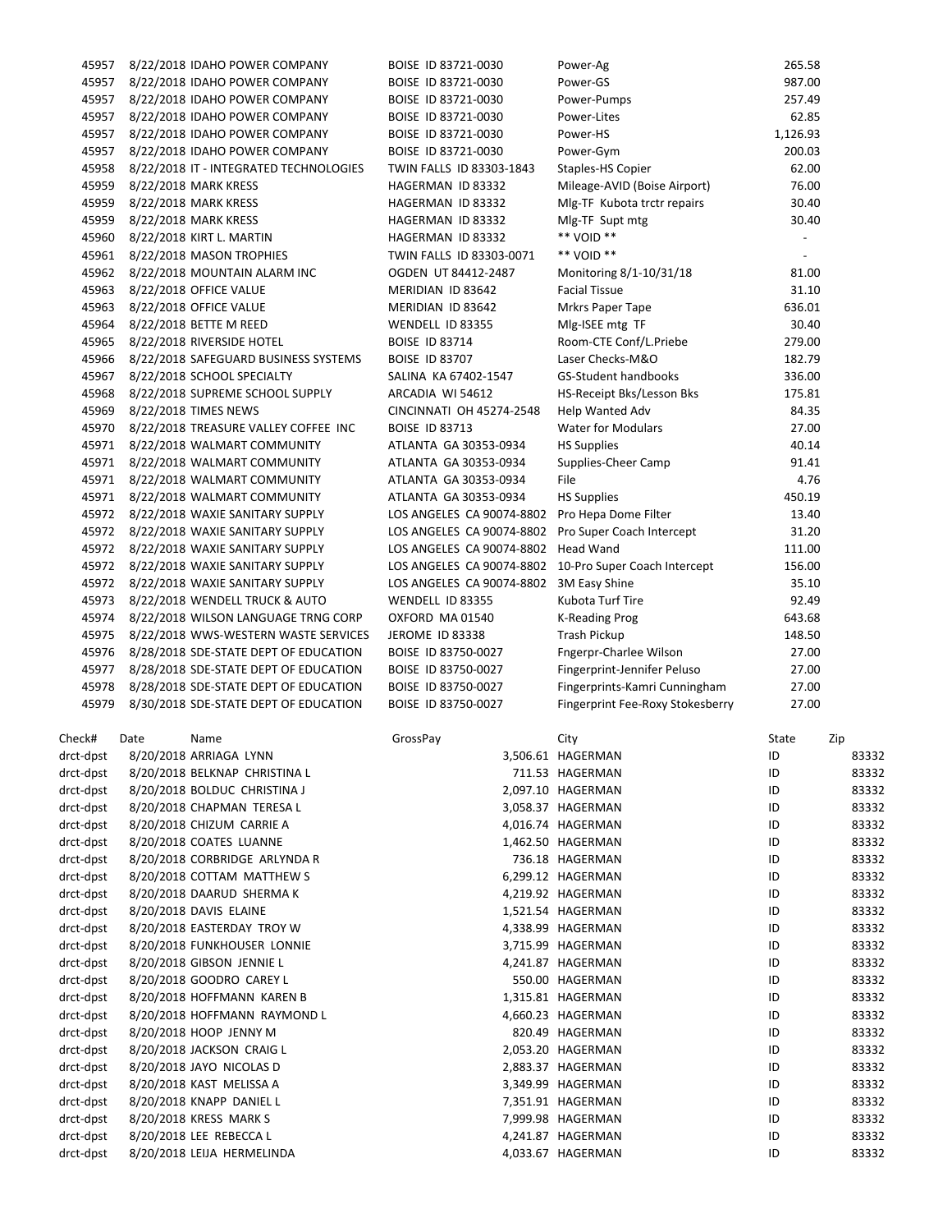| | | | | | |
|---|---|---|---|---|---|
| 45957 | 8/22/2018 | IDAHO POWER COMPANY | BOISE ID 83721-0030 | Power-Ag | 265.58 |
| 45957 | 8/22/2018 | IDAHO POWER COMPANY | BOISE ID 83721-0030 | Power-GS | 987.00 |
| 45957 | 8/22/2018 | IDAHO POWER COMPANY | BOISE ID 83721-0030 | Power-Pumps | 257.49 |
| 45957 | 8/22/2018 | IDAHO POWER COMPANY | BOISE ID 83721-0030 | Power-Lites | 62.85 |
| 45957 | 8/22/2018 | IDAHO POWER COMPANY | BOISE ID 83721-0030 | Power-HS | 1,126.93 |
| 45957 | 8/22/2018 | IDAHO POWER COMPANY | BOISE ID 83721-0030 | Power-Gym | 200.03 |
| 45958 | 8/22/2018 | IT - INTEGRATED TECHNOLOGIES | TWIN FALLS ID 83303-1843 | Staples-HS Copier | 62.00 |
| 45959 | 8/22/2018 | MARK KRESS | HAGERMAN ID 83332 | Mileage-AVID (Boise Airport) | 76.00 |
| 45959 | 8/22/2018 | MARK KRESS | HAGERMAN ID 83332 | Mlg-TF Kubota trctr repairs | 30.40 |
| 45959 | 8/22/2018 | MARK KRESS | HAGERMAN ID 83332 | Mlg-TF Supt mtg | 30.40 |
| 45960 | 8/22/2018 | KIRT L. MARTIN | HAGERMAN ID 83332 | ** VOID ** | - |
| 45961 | 8/22/2018 | MASON TROPHIES | TWIN FALLS ID 83303-0071 | ** VOID ** | - |
| 45962 | 8/22/2018 | MOUNTAIN ALARM INC | OGDEN UT 84412-2487 | Monitoring 8/1-10/31/18 | 81.00 |
| 45963 | 8/22/2018 | OFFICE VALUE | MERIDIAN ID 83642 | Facial Tissue | 31.10 |
| 45963 | 8/22/2018 | OFFICE VALUE | MERIDIAN ID 83642 | Mrkrs Paper Tape | 636.01 |
| 45964 | 8/22/2018 | BETTE M REED | WENDELL ID 83355 | Mlg-ISEE mtg TF | 30.40 |
| 45965 | 8/22/2018 | RIVERSIDE HOTEL | BOISE ID 83714 | Room-CTE Conf/L.Priebe | 279.00 |
| 45966 | 8/22/2018 | SAFEGUARD BUSINESS SYSTEMS | BOISE ID 83707 | Laser Checks-M&O | 182.79 |
| 45967 | 8/22/2018 | SCHOOL SPECIALTY | SALINA KA 67402-1547 | GS-Student handbooks | 336.00 |
| 45968 | 8/22/2018 | SUPREME SCHOOL SUPPLY | ARCADIA WI 54612 | HS-Receipt Bks/Lesson Bks | 175.81 |
| 45969 | 8/22/2018 | TIMES NEWS | CINCINNATI OH 45274-2548 | Help Wanted Adv | 84.35 |
| 45970 | 8/22/2018 | TREASURE VALLEY COFFEE INC | BOISE ID 83713 | Water for Modulars | 27.00 |
| 45971 | 8/22/2018 | WALMART COMMUNITY | ATLANTA GA 30353-0934 | HS Supplies | 40.14 |
| 45971 | 8/22/2018 | WALMART COMMUNITY | ATLANTA GA 30353-0934 | Supplies-Cheer Camp | 91.41 |
| 45971 | 8/22/2018 | WALMART COMMUNITY | ATLANTA GA 30353-0934 | File | 4.76 |
| 45971 | 8/22/2018 | WALMART COMMUNITY | ATLANTA GA 30353-0934 | HS Supplies | 450.19 |
| 45972 | 8/22/2018 | WAXIE SANITARY SUPPLY | LOS ANGELES CA 90074-8802 | Pro Hepa Dome Filter | 13.40 |
| 45972 | 8/22/2018 | WAXIE SANITARY SUPPLY | LOS ANGELES CA 90074-8802 | Pro Super Coach Intercept | 31.20 |
| 45972 | 8/22/2018 | WAXIE SANITARY SUPPLY | LOS ANGELES CA 90074-8802 | Head Wand | 111.00 |
| 45972 | 8/22/2018 | WAXIE SANITARY SUPPLY | LOS ANGELES CA 90074-8802 | 10-Pro Super Coach Intercept | 156.00 |
| 45972 | 8/22/2018 | WAXIE SANITARY SUPPLY | LOS ANGELES CA 90074-8802 | 3M Easy Shine | 35.10 |
| 45973 | 8/22/2018 | WENDELL TRUCK & AUTO | WENDELL ID 83355 | Kubota Turf Tire | 92.49 |
| 45974 | 8/22/2018 | WILSON LANGUAGE TRNG CORP | OXFORD MA 01540 | K-Reading Prog | 643.68 |
| 45975 | 8/22/2018 | WWS-WESTERN WASTE SERVICES | JEROME ID 83338 | Trash Pickup | 148.50 |
| 45976 | 8/28/2018 | SDE-STATE DEPT OF EDUCATION | BOISE ID 83750-0027 | Fngerpr-Charlee Wilson | 27.00 |
| 45977 | 8/28/2018 | SDE-STATE DEPT OF EDUCATION | BOISE ID 83750-0027 | Fingerprint-Jennifer Peluso | 27.00 |
| 45978 | 8/28/2018 | SDE-STATE DEPT OF EDUCATION | BOISE ID 83750-0027 | Fingerprints-Kamri Cunningham | 27.00 |
| 45979 | 8/30/2018 | SDE-STATE DEPT OF EDUCATION | BOISE ID 83750-0027 | Fingerprint Fee-Roxy Stokesberry | 27.00 |

| Check# | Date | Name | GrossPay | City | State | Zip |
|---|---|---|---|---|---|---|
| drct-dpst | 8/20/2018 | ARRIAGA LYNN | 3,506.61 | HAGERMAN | ID | 83332 |
| drct-dpst | 8/20/2018 | BELKNAP CHRISTINA L | 711.53 | HAGERMAN | ID | 83332 |
| drct-dpst | 8/20/2018 | BOLDUC CHRISTINA J | 2,097.10 | HAGERMAN | ID | 83332 |
| drct-dpst | 8/20/2018 | CHAPMAN TERESA L | 3,058.37 | HAGERMAN | ID | 83332 |
| drct-dpst | 8/20/2018 | CHIZUM CARRIE A | 4,016.74 | HAGERMAN | ID | 83332 |
| drct-dpst | 8/20/2018 | COATES LUANNE | 1,462.50 | HAGERMAN | ID | 83332 |
| drct-dpst | 8/20/2018 | CORBRIDGE ARLYNDA R | 736.18 | HAGERMAN | ID | 83332 |
| drct-dpst | 8/20/2018 | COTTAM MATTHEW S | 6,299.12 | HAGERMAN | ID | 83332 |
| drct-dpst | 8/20/2018 | DAARUD SHERMA K | 4,219.92 | HAGERMAN | ID | 83332 |
| drct-dpst | 8/20/2018 | DAVIS ELAINE | 1,521.54 | HAGERMAN | ID | 83332 |
| drct-dpst | 8/20/2018 | EASTERDAY TROY W | 4,338.99 | HAGERMAN | ID | 83332 |
| drct-dpst | 8/20/2018 | FUNKHOUSER LONNIE | 3,715.99 | HAGERMAN | ID | 83332 |
| drct-dpst | 8/20/2018 | GIBSON JENNIE L | 4,241.87 | HAGERMAN | ID | 83332 |
| drct-dpst | 8/20/2018 | GOODRO CAREY L | 550.00 | HAGERMAN | ID | 83332 |
| drct-dpst | 8/20/2018 | HOFFMANN KAREN B | 1,315.81 | HAGERMAN | ID | 83332 |
| drct-dpst | 8/20/2018 | HOFFMANN RAYMOND L | 4,660.23 | HAGERMAN | ID | 83332 |
| drct-dpst | 8/20/2018 | HOOP JENNY M | 820.49 | HAGERMAN | ID | 83332 |
| drct-dpst | 8/20/2018 | JACKSON CRAIG L | 2,053.20 | HAGERMAN | ID | 83332 |
| drct-dpst | 8/20/2018 | JAYO NICOLAS D | 2,883.37 | HAGERMAN | ID | 83332 |
| drct-dpst | 8/20/2018 | KAST MELISSA A | 3,349.99 | HAGERMAN | ID | 83332 |
| drct-dpst | 8/20/2018 | KNAPP DANIEL L | 7,351.91 | HAGERMAN | ID | 83332 |
| drct-dpst | 8/20/2018 | KRESS MARK S | 7,999.98 | HAGERMAN | ID | 83332 |
| drct-dpst | 8/20/2018 | LEE REBECCA L | 4,241.87 | HAGERMAN | ID | 83332 |
| drct-dpst | 8/20/2018 | LEIJA HERMELINDA | 4,033.67 | HAGERMAN | ID | 83332 |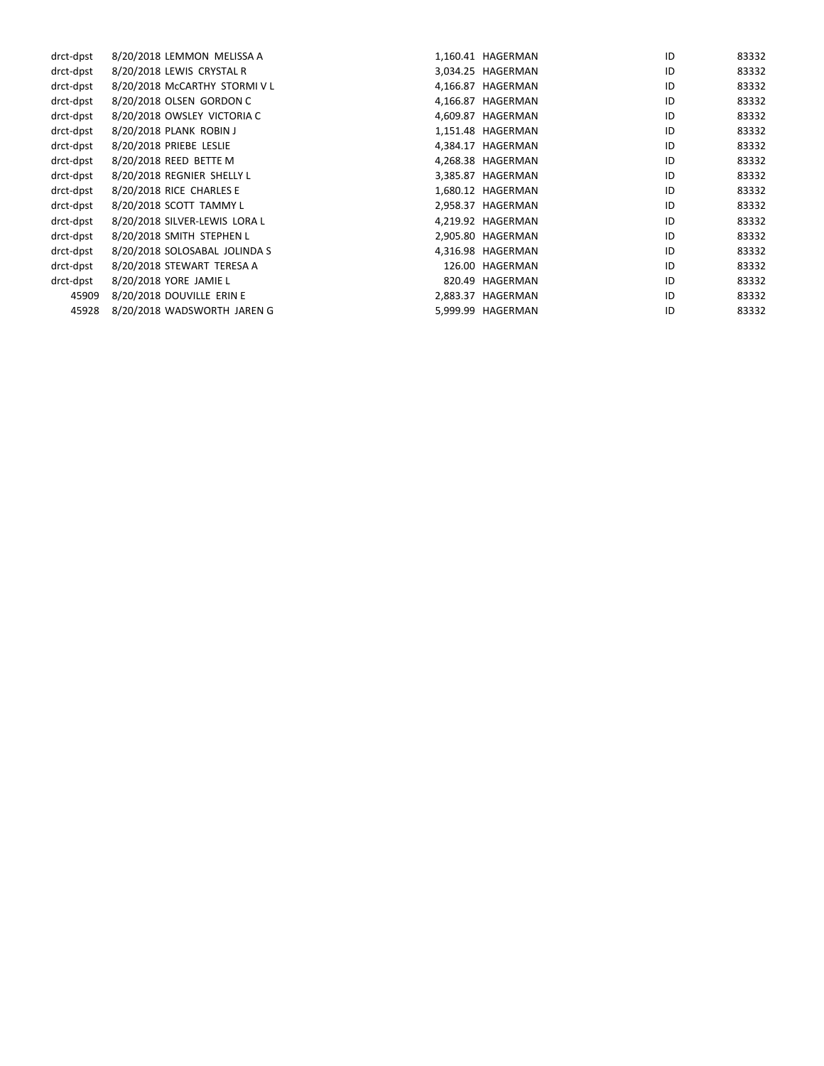| | | | | | | |
|---|---|---|---|---|---|---|
| drct-dpst | 8/20/2018 | LEMMON MELISSA A | 1,160.41 | HAGERMAN | ID | 83332 |
| drct-dpst | 8/20/2018 | LEWIS CRYSTAL R | 3,034.25 | HAGERMAN | ID | 83332 |
| drct-dpst | 8/20/2018 | McCARTHY STORMI V L | 4,166.87 | HAGERMAN | ID | 83332 |
| drct-dpst | 8/20/2018 | OLSEN GORDON C | 4,166.87 | HAGERMAN | ID | 83332 |
| drct-dpst | 8/20/2018 | OWSLEY VICTORIA C | 4,609.87 | HAGERMAN | ID | 83332 |
| drct-dpst | 8/20/2018 | PLANK ROBIN J | 1,151.48 | HAGERMAN | ID | 83332 |
| drct-dpst | 8/20/2018 | PRIEBE LESLIE | 4,384.17 | HAGERMAN | ID | 83332 |
| drct-dpst | 8/20/2018 | REED BETTE M | 4,268.38 | HAGERMAN | ID | 83332 |
| drct-dpst | 8/20/2018 | REGNIER SHELLY L | 3,385.87 | HAGERMAN | ID | 83332 |
| drct-dpst | 8/20/2018 | RICE CHARLES E | 1,680.12 | HAGERMAN | ID | 83332 |
| drct-dpst | 8/20/2018 | SCOTT TAMMY L | 2,958.37 | HAGERMAN | ID | 83332 |
| drct-dpst | 8/20/2018 | SILVER-LEWIS LORA L | 4,219.92 | HAGERMAN | ID | 83332 |
| drct-dpst | 8/20/2018 | SMITH STEPHEN L | 2,905.80 | HAGERMAN | ID | 83332 |
| drct-dpst | 8/20/2018 | SOLOSABAL JOLINDA S | 4,316.98 | HAGERMAN | ID | 83332 |
| drct-dpst | 8/20/2018 | STEWART TERESA A | 126.00 | HAGERMAN | ID | 83332 |
| drct-dpst | 8/20/2018 | YORE JAMIE L | 820.49 | HAGERMAN | ID | 83332 |
| 45909 | 8/20/2018 | DOUVILLE ERIN E | 2,883.37 | HAGERMAN | ID | 83332 |
| 45928 | 8/20/2018 | WADSWORTH JAREN G | 5,999.99 | HAGERMAN | ID | 83332 |